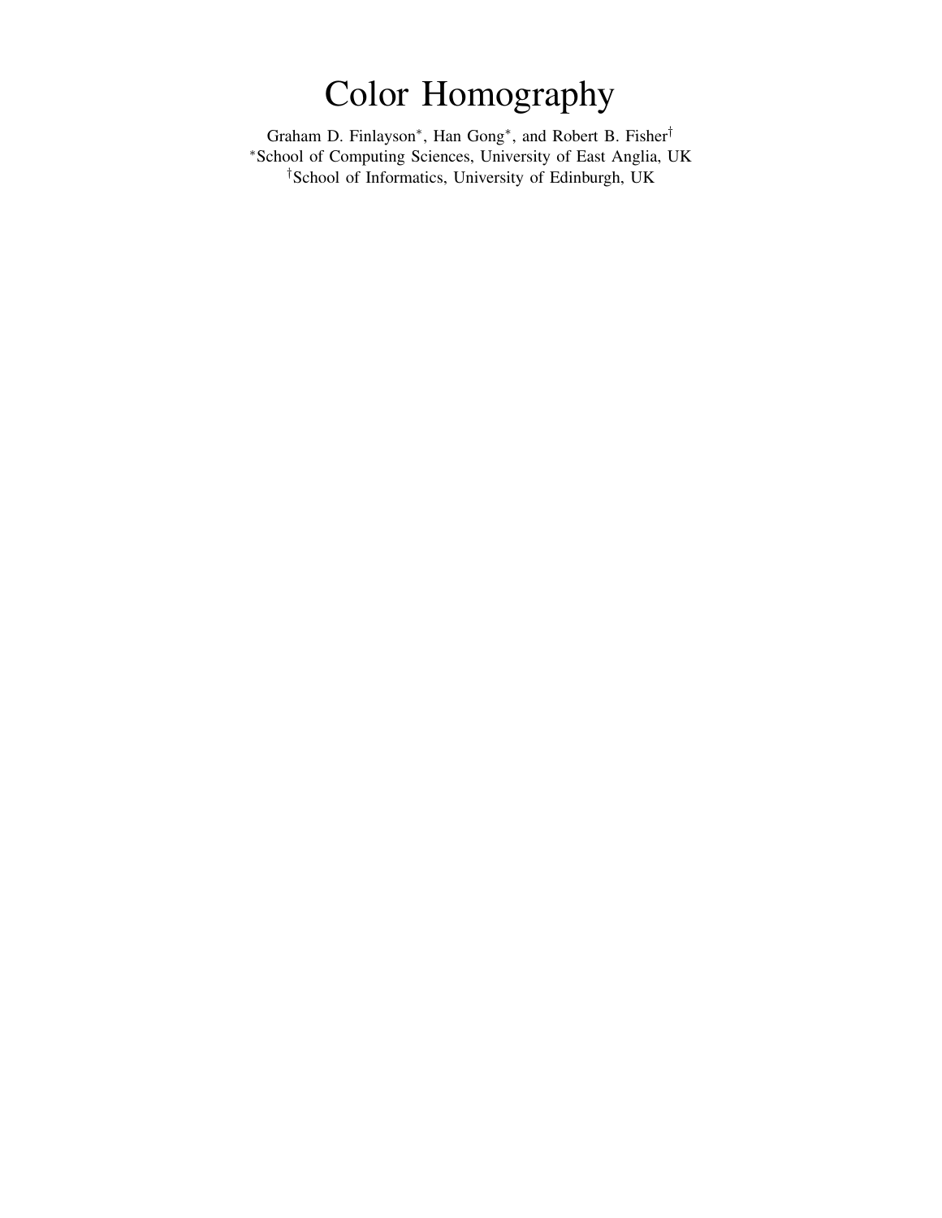# Color Homography

Graham D. Finlayson[*], Han Gong[*], and Robert B. Fisher[†]

[*]School of Computing Sciences, University of East Anglia, UK

[†]School of Informatics, University of Edinburgh, UK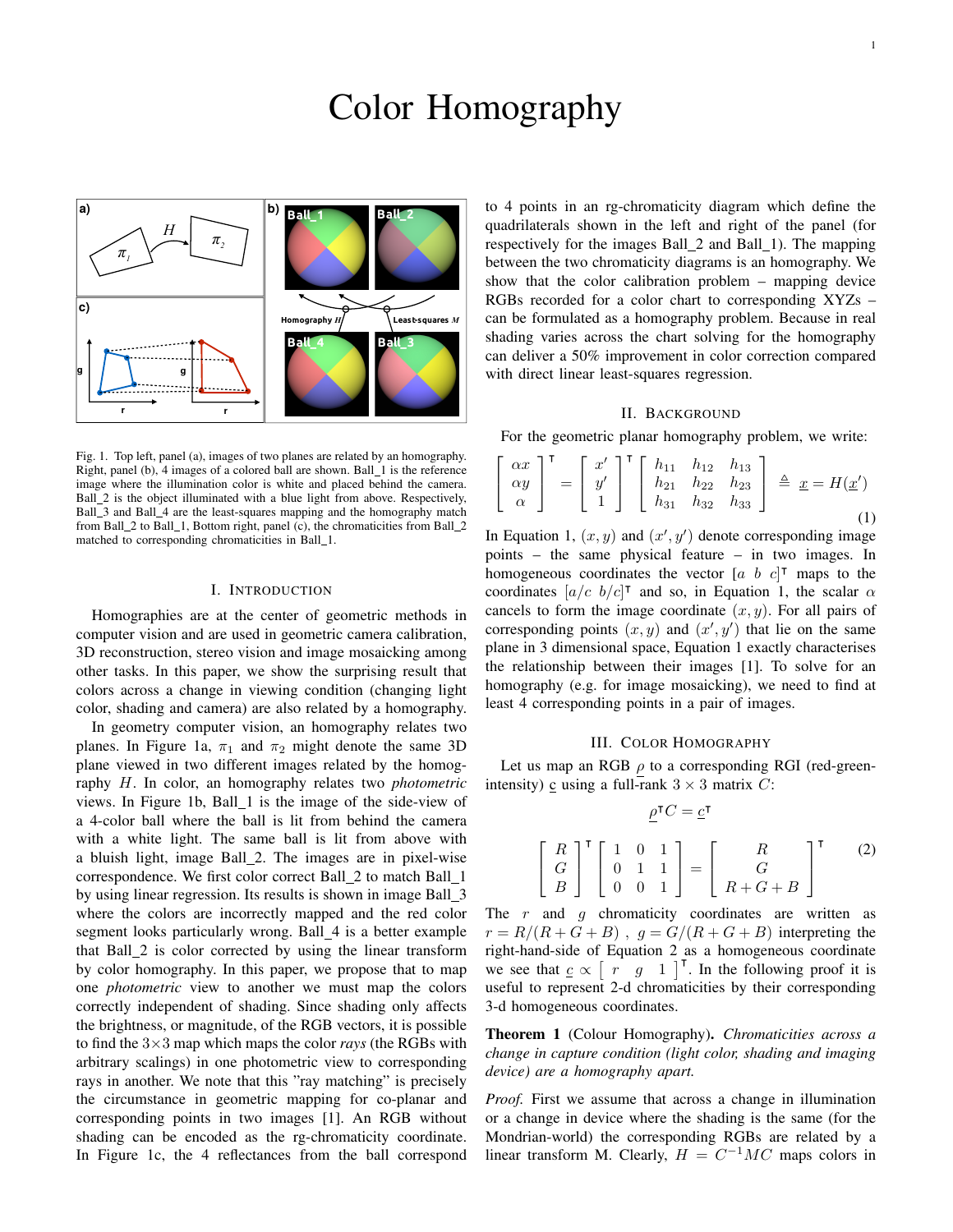# Color Homography

Fig. 1. Top left, panel (a), images of two planes are related by an homography. Right, panel (b), 4 images of a colored ball are shown. Ball_1 is the reference image where the illumination color is white and placed behind the camera. Ball_2 is the object illuminated with a blue light from above. Respectively, Ball_3 and Ball_4 are the least-squares mapping and the homography match from Ball_2 to Ball_1, Bottom right, panel (c), the chromaticities from Ball_2 matched to corresponding chromaticities in Ball_1.

## I. Introduction

Homographies are at the center of geometric methods in computer vision and are used in geometric camera calibration, 3D reconstruction, stereo vision and image mosaicking among other tasks. In this paper, we show the surprising result that colors across a change in viewing condition (changing light color, shading and camera) are also related by a homography.

In geometry computer vision, an homography relates two planes. In Figure 1a, $\pi_1$ and $\pi_2$ might denote the same 3D plane viewed in two different images related by the homography $H$. In color, an homography relates two *photometric* views. In Figure 1b, Ball_1 is the image of the side-view of a 4-color ball where the ball is lit from behind the camera with a white light. The same ball is lit from above with a bluish light, image Ball_2. The images are in pixel-wise correspondence. We first color correct Ball_2 to match Ball_1 by using linear regression. Its results is shown in image Ball_3 where the colors are incorrectly mapped and the red color segment looks particularly wrong. Ball_4 is a better example that Ball_2 is color corrected by using the linear transform by color homography. In this paper, we propose that to map one *photometric* view to another we must map the colors correctly independent of shading. Since shading only affects the brightness, or magnitude, of the RGB vectors, it is possible to find the 3×3 map which maps the color *rays* (the RGBs with arbitrary scalings) in one photometric view to corresponding rays in another. We note that this "ray matching" is precisely the circumstance in geometric mapping for co-planar and corresponding points in two images [1]. An RGB without shading can be encoded as the rg-chromaticity coordinate. In Figure 1c, the 4 reflectances from the ball correspond to 4 points in an rg-chromaticity diagram which define the quadrilaterals shown in the left and right of the panel (for respectively for the images Ball_2 and Ball_1). The mapping between the two chromaticity diagrams is an homography. We show that the color calibration problem – mapping device RGBs recorded for a color chart to corresponding XYZs – can be formulated as a homography problem. Because in real shading varies across the chart solving for the homography can deliver a 50% improvement in color correction compared with direct linear least-squares regression.

## II. Background

For the geometric planar homography problem, we write:

$$\begin{bmatrix} \alpha x \\ \alpha y \\ \alpha \end{bmatrix}^{\intercal} = \begin{bmatrix} x' \\ y' \\ 1 \end{bmatrix}^{\intercal} \begin{bmatrix} h_{11} & h_{12} & h_{13} \\ h_{21} & h_{22} & h_{23} \\ h_{31} & h_{32} & h_{33} \end{bmatrix} \triangleq \underline{x} = H(\underline{x}') \tag{1}$$

In Equation 1, $(x, y)$ and $(x', y')$ denote corresponding image points – the same physical feature – in two images. In homogeneous coordinates the vector $[a \;\; b \;\; c]^{\intercal}$ maps to the coordinates $[a/c \;\; b/c]^{\intercal}$ and so, in Equation 1, the scalar $\alpha$ cancels to form the image coordinate $(x, y)$. For all pairs of corresponding points $(x, y)$ and $(x', y')$ that lie on the same plane in 3 dimensional space, Equation 1 exactly characterises the relationship between their images [1]. To solve for an homography (e.g. for image mosaicking), we need to find at least 4 corresponding points in a pair of images.

## III. Color Homography

Let us map an RGB $\underline{\rho}$ to a corresponding RGI (red-green-intensity) $\underline{c}$ using a full-rank $3 \times 3$ matrix $C$:

$$\underline{\rho}^{\intercal} C = \underline{c}^{\intercal}$$

$$\begin{bmatrix} R \\ G \\ B \end{bmatrix}^{\intercal} \begin{bmatrix} 1 & 0 & 1 \\ 0 & 1 & 1 \\ 0 & 0 & 1 \end{bmatrix} = \begin{bmatrix} R \\ G \\ R+G+B \end{bmatrix}^{\intercal} \tag{2}$$

The $r$ and $g$ chromaticity coordinates are written as $r = R/(R+G+B)$ , $g = G/(R+G+B)$ interpreting the right-hand-side of Equation 2 as a homogeneous coordinate we see that $\underline{c} \propto \begin{bmatrix} r & g & 1 \end{bmatrix}^{\intercal}$. In the following proof it is useful to represent 2-d chromaticities by their corresponding 3-d homogeneous coordinates.

**Theorem 1** (Colour Homography)**.** *Chromaticities across a change in capture condition (light color, shading and imaging device) are a homography apart.*

*Proof.* First we assume that across a change in illumination or a change in device where the shading is the same (for the Mondrian-world) the corresponding RGBs are related by a linear transform M. Clearly, $H = C^{-1}MC$ maps colors in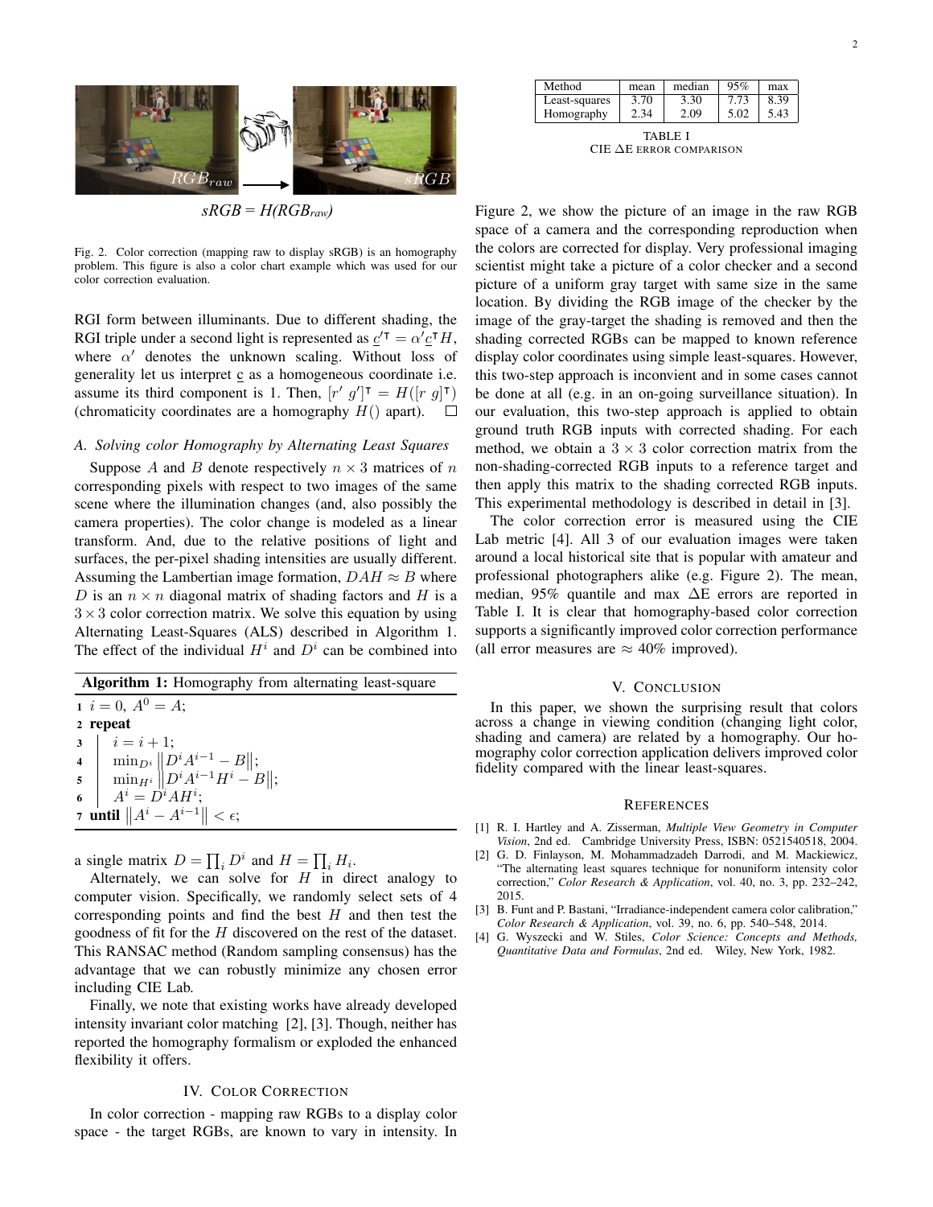$sRGB = H(RGB_{raw})$

Fig. 2. Color correction (mapping raw to display sRGB) is an homography problem. This figure is also a color chart example which was used for our color correction evaluation.

RGI form between illuminants. Due to different shading, the RGI triple under a second light is represented as $\underline{c}'^{\intercal} = \alpha' \underline{c}^{\intercal} H$, where $\alpha'$ denotes the unknown scaling. Without loss of generality let us interpret $\underline{c}$ as a homogeneous coordinate i.e. assume its third component is 1. Then, $[r' \; g']^{\intercal} = H([r \; g]^{\intercal})$ (chromaticity coordinates are a homography $H()$ apart). $\square$

### A. Solving color Homography by Alternating Least Squares

Suppose $A$ and $B$ denote respectively $n \times 3$ matrices of $n$ corresponding pixels with respect to two images of the same scene where the illumination changes (and, also possibly the camera properties). The color change is modeled as a linear transform. And, due to the relative positions of light and surfaces, the per-pixel shading intensities are usually different. Assuming the Lambertian image formation, $DAH \approx B$ where $D$ is an $n \times n$ diagonal matrix of shading factors and $H$ is a $3 \times 3$ color correction matrix. We solve this equation by using Alternating Least-Squares (ALS) described in Algorithm 1. The effect of the individual $H^i$ and $D^i$ can be combined into a single matrix $D = \prod_i D^i$ and $H = \prod_i H_i$.

**Algorithm 1:** Homography from alternating least-square

```
1  i = 0, A^0 = A;
2  repeat
3      i = i + 1;
4      min_{D^i} ||D^i A^{i-1} - B||;
5      min_{H^i} ||D^i A^{i-1} H^i - B||;
6      A^i = D^i A H^i;
7  until ||A^i - A^{i-1}|| < ε;
```

Alternately, we can solve for $H$ in direct analogy to computer vision. Specifically, we randomly select sets of 4 corresponding points and find the best $H$ and then test the goodness of fit for the $H$ discovered on the rest of the dataset. This RANSAC method (Random sampling consensus) has the advantage that we can robustly minimize any chosen error including CIE Lab.

Finally, we note that existing works have already developed intensity invariant color matching [2], [3]. Though, neither has reported the homography formalism or exploded the enhanced flexibility it offers.

## IV. Color Correction

In color correction - mapping raw RGBs to a display color space - the target RGBs, are known to vary in intensity. In Figure 2, we show the picture of an image in the raw RGB space of a camera and the corresponding reproduction when the colors are corrected for display. Very professional imaging scientist might take a picture of a color checker and a second picture of a uniform gray target with same size in the same location. By dividing the RGB image of the checker by the image of the gray-target the shading is removed and then the shading corrected RGBs can be mapped to known reference display color coordinates using simple least-squares. However, this two-step approach is inconvient and in some cases cannot be done at all (e.g. in an on-going surveillance situation). In our evaluation, this two-step approach is applied to obtain ground truth RGB inputs with corrected shading. For each method, we obtain a $3 \times 3$ color correction matrix from the non-shading-corrected RGB inputs to a reference target and then apply this matrix to the shading corrected RGB inputs. This experimental methodology is described in detail in [3].

| Method | mean | median | 95% | max |
|---|---|---|---|---|
| Least-squares | 3.70 | 3.30 | 7.73 | 8.39 |
| Homography | 2.34 | 2.09 | 5.02 | 5.43 |

TABLE I
CIE $\Delta$E ERROR COMPARISON

The color correction error is measured using the CIE Lab metric [4]. All 3 of our evaluation images were taken around a local historical site that is popular with amateur and professional photographers alike (e.g. Figure 2). The mean, median, 95% quantile and max $\Delta$E errors are reported in Table I. It is clear that homography-based color correction supports a significantly improved color correction performance (all error measures are $\approx 40\%$ improved).

## V. Conclusion

In this paper, we shown the surprising result that colors across a change in viewing condition (changing light color, shading and camera) are related by a homography. Our homography color correction application delivers improved color fidelity compared with the linear least-squares.

## References

[1] R. I. Hartley and A. Zisserman, *Multiple View Geometry in Computer Vision*, 2nd ed. Cambridge University Press, ISBN: 0521540518, 2004.

[2] G. D. Finlayson, M. Mohammadzadeh Darrodi, and M. Mackiewicz, "The alternating least squares technique for nonuniform intensity color correction," *Color Research & Application*, vol. 40, no. 3, pp. 232–242, 2015.

[3] B. Funt and P. Bastani, "Irradiance-independent camera color calibration," *Color Research & Application*, vol. 39, no. 6, pp. 540–548, 2014.

[4] G. Wyszecki and W. Stiles, *Color Science: Concepts and Methods, Quantitative Data and Formulas*, 2nd ed. Wiley, New York, 1982.